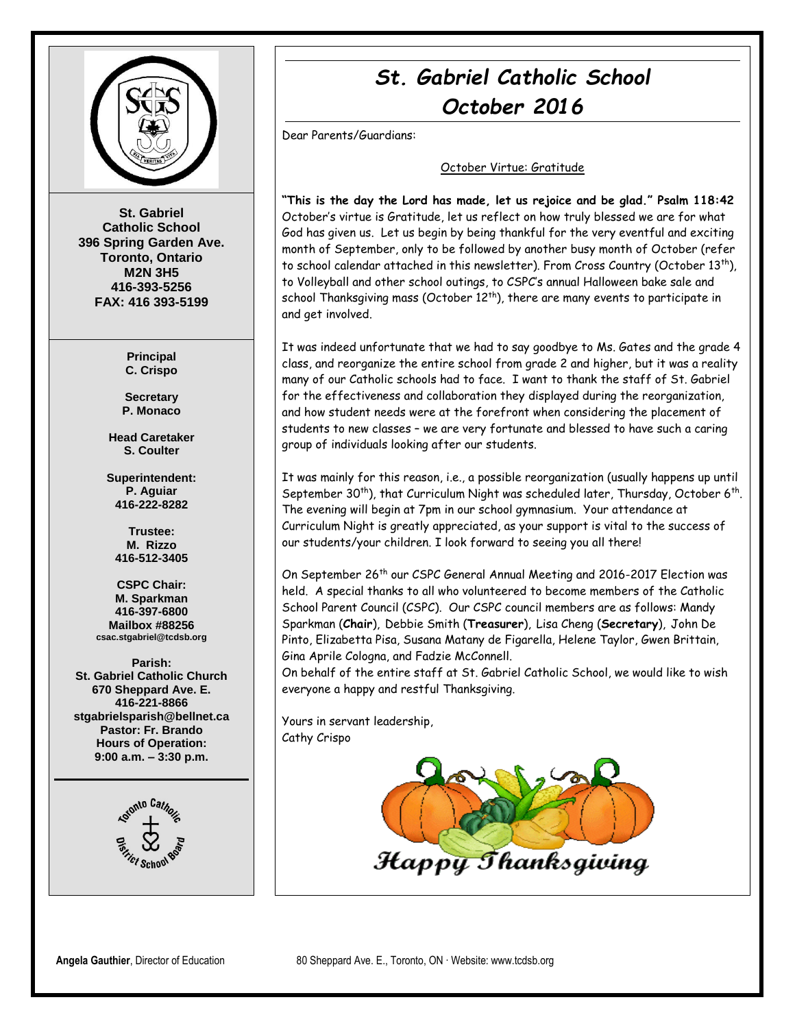St. Gabriel
Catholic School
396 Spring Garden Ave.
Toronto, Ontario
M2N 3H5
416-393-5256
FAX: 416 393-5199

**Principal**
C. Crispo

**Secretary**
P. Monaco

**Head Caretaker**
S. Coulter

**Superintendent:**
P. Aguiar
416-222-8282

**Trustee:**
M. Rizzo
416-512-3405

**CSPC Chair:**
M. Sparkman
416-397-6800
Mailbox #88256
csac.stgabriel@tcdsb.org

**Parish:**
St. Gabriel Catholic Church
670 Sheppard Ave. E.
416-221-8866
stgabrielsparish@bellnet.ca
Pastor: Fr. Brando
Hours of Operation:
9:00 a.m. – 3:30 p.m.

# *St. Gabriel Catholic School*
# *October 2016*

Dear Parents/Guardians:

October Virtue: Gratitude

**"This is the day the Lord has made, let us rejoice and be glad." Psalm 118:42** October's virtue is Gratitude, let us reflect on how truly blessed we are for what God has given us. Let us begin by being thankful for the very eventful and exciting month of September, only to be followed by another busy month of October (refer to school calendar attached in this newsletter). From Cross Country (October 13th), to Volleyball and other school outings, to CSPC's annual Halloween bake sale and school Thanksgiving mass (October 12th), there are many events to participate in and get involved.

It was indeed unfortunate that we had to say goodbye to Ms. Gates and the grade 4 class, and reorganize the entire school from grade 2 and higher, but it was a reality many of our Catholic schools had to face. I want to thank the staff of St. Gabriel for the effectiveness and collaboration they displayed during the reorganization, and how student needs were at the forefront when considering the placement of students to new classes – we are very fortunate and blessed to have such a caring group of individuals looking after our students.

It was mainly for this reason, i.e., a possible reorganization (usually happens up until September 30th), that Curriculum Night was scheduled later, Thursday, October 6th. The evening will begin at 7pm in our school gymnasium. Your attendance at Curriculum Night is greatly appreciated, as your support is vital to the success of our students/your children. I look forward to seeing you all there!

On September 26th our CSPC General Annual Meeting and 2016-2017 Election was held. A special thanks to all who volunteered to become members of the Catholic School Parent Council (CSPC). Our CSPC council members are as follows: Mandy Sparkman (**Chair**), Debbie Smith (**Treasurer**), Lisa Cheng (**Secretary**), John De Pinto, Elizabetta Pisa, Susana Matany de Figarella, Helene Taylor, Gwen Brittain, Gina Aprile Cologna, and Fadzie McConnell.
On behalf of the entire staff at St. Gabriel Catholic School, we would like to wish everyone a happy and restful Thanksgiving.

Yours in servant leadership,
Cathy Crispo

*Happy Thanksgiving*

**Angela Gauthier**, Director of Education    80 Sheppard Ave. E., Toronto, ON · Website: www.tcdsb.org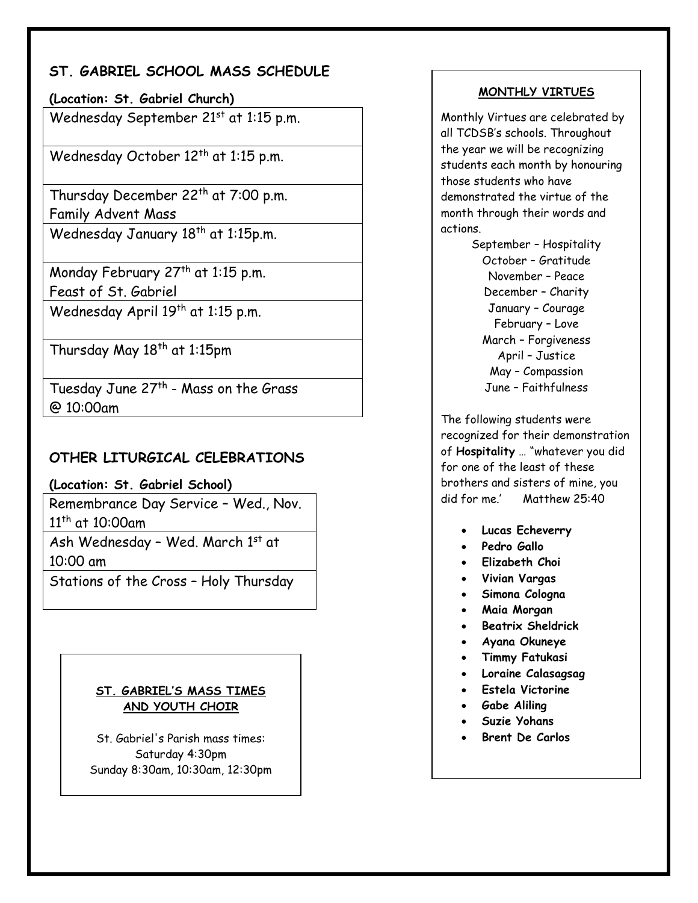## ST. GABRIEL SCHOOL MASS SCHEDULE

**(Location: St. Gabriel Church)**

| |
|---|
| Wednesday September 21st at 1:15 p.m. |
| Wednesday October 12th at 1:15 p.m. |
| Thursday December 22nd at 7:00 p.m. Family Advent Mass |
| Wednesday January 18th at 1:15p.m. |
| Monday February 27th at 1:15 p.m. Feast of St. Gabriel |
| Wednesday April 19th at 1:15 p.m. |
| Thursday May 18th at 1:15pm |
| Tuesday June 27th - Mass on the Grass @ 10:00am |

## OTHER LITURGICAL CELEBRATIONS

**(Location: St. Gabriel School)**

| |
|---|
| Remembrance Day Service – Wed., Nov. 11th at 10:00am |
| Ash Wednesday – Wed. March 1st at 10:00 am |
| Stations of the Cross – Holy Thursday |

### ST. GABRIEL'S MASS TIMES AND YOUTH CHOIR

St. Gabriel's Parish mass times:
Saturday 4:30pm
Sunday 8:30am, 10:30am, 12:30pm

### MONTHLY VIRTUES

Monthly Virtues are celebrated by all TCDSB's schools. Throughout the year we will be recognizing students each month by honouring those students who have demonstrated the virtue of the month through their words and actions.

September – Hospitality
October – Gratitude
November – Peace
December – Charity
January – Courage
February – Love
March – Forgiveness
April – Justice
May – Compassion
June – Faithfulness

The following students were recognized for their demonstration of **Hospitality** … "whatever you did for one of the least of these brothers and sisters of mine, you did for me.' Matthew 25:40

- **Lucas Echeverry**
- **Pedro Gallo**
- **Elizabeth Choi**
- **Vivian Vargas**
- **Simona Cologna**
- **Maia Morgan**
- **Beatrix Sheldrick**
- **Ayana Okuneye**
- **Timmy Fatukasi**
- **Loraine Calasagsag**
- **Estela Victorine**
- **Gabe Aliling**
- **Suzie Yohans**
- **Brent De Carlos**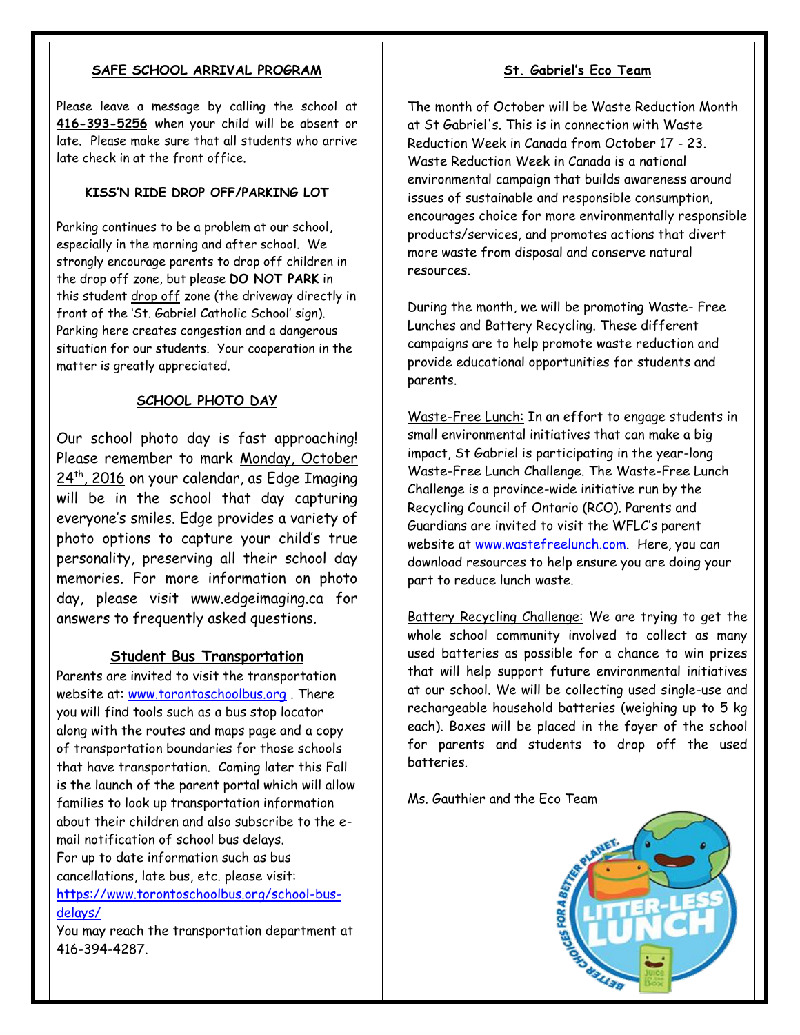## SAFE SCHOOL ARRIVAL PROGRAM

Please leave a message by calling the school at **416-393-5256** when your child will be absent or late. Please make sure that all students who arrive late check in at the front office.

## KISS'N RIDE DROP OFF/PARKING LOT

Parking continues to be a problem at our school, especially in the morning and after school. We strongly encourage parents to drop off children in the drop off zone, but please **DO NOT PARK** in this student drop off zone (the driveway directly in front of the 'St. Gabriel Catholic School' sign). Parking here creates congestion and a dangerous situation for our students. Your cooperation in the matter is greatly appreciated.

## SCHOOL PHOTO DAY

Our school photo day is fast approaching! Please remember to mark Monday, October 24th, 2016 on your calendar, as Edge Imaging will be in the school that day capturing everyone's smiles. Edge provides a variety of photo options to capture your child's true personality, preserving all their school day memories. For more information on photo day, please visit www.edgeimaging.ca for answers to frequently asked questions.

## Student Bus Transportation

Parents are invited to visit the transportation website at: www.torontoschoolbus.org . There you will find tools such as a bus stop locator along with the routes and maps page and a copy of transportation boundaries for those schools that have transportation. Coming later this Fall is the launch of the parent portal which will allow families to look up transportation information about their children and also subscribe to the e-mail notification of school bus delays.
For up to date information such as bus cancellations, late bus, etc. please visit: https://www.torontoschoolbus.org/school-bus-delays/
You may reach the transportation department at 416-394-4287.

## St. Gabriel's Eco Team

The month of October will be Waste Reduction Month at St Gabriel's. This is in connection with Waste Reduction Week in Canada from October 17 - 23. Waste Reduction Week in Canada is a national environmental campaign that builds awareness around issues of sustainable and responsible consumption, encourages choice for more environmentally responsible products/services, and promotes actions that divert more waste from disposal and conserve natural resources.

During the month, we will be promoting Waste- Free Lunches and Battery Recycling. These different campaigns are to help promote waste reduction and provide educational opportunities for students and parents.

Waste-Free Lunch: In an effort to engage students in small environmental initiatives that can make a big impact, St Gabriel is participating in the year-long Waste-Free Lunch Challenge. The Waste-Free Lunch Challenge is a province-wide initiative run by the Recycling Council of Ontario (RCO). Parents and Guardians are invited to visit the WFLC's parent website at www.wastefreelunch.com. Here, you can download resources to help ensure you are doing your part to reduce lunch waste.

Battery Recycling Challenge: We are trying to get the whole school community involved to collect as many used batteries as possible for a chance to win prizes that will help support future environmental initiatives at our school. We will be collecting used single-use and rechargeable household batteries (weighing up to 5 kg each). Boxes will be placed in the foyer of the school for parents and students to drop off the used batteries.

Ms. Gauthier and the Eco Team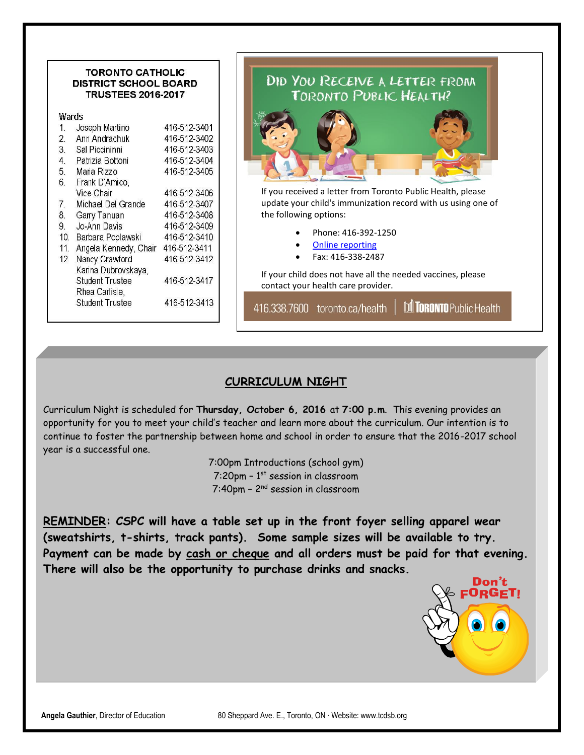## TORONTO CATHOLIC DISTRICT SCHOOL BOARD TRUSTEES 2016-2017

| Wards | | |
|---|---|---|
| 1. | Joseph Martino | 416-512-3401 |
| 2. | Ann Andrachuk | 416-512-3402 |
| 3. | Sal Piccininni | 416-512-3403 |
| 4. | Patrizia Bottoni | 416-512-3404 |
| 5. | Maria Rizzo | 416-512-3405 |
| 6. | Frank D'Amico, Vice-Chair | 416-512-3406 |
| 7. | Michael Del Grande | 416-512-3407 |
| 8. | Garry Tanuan | 416-512-3408 |
| 9. | Jo-Ann Davis | 416-512-3409 |
| 10. | Barbara Poplawski | 416-512-3410 |
| 11. | Angela Kennedy, Chair | 416-512-3411 |
| 12. | Nancy Crawford | 416-512-3412 |
| | Karina Dubrovskaya, Student Trustee | 416-512-3417 |
| | Rhea Carlisle, Student Trustee | 416-512-3413 |

## Did You Receive a Letter from Toronto Public Health?

If you received a letter from Toronto Public Health, please update your child's immunization record with us using one of the following options:

- Phone: 416-392-1250
- Online reporting
- Fax: 416-338-2487

If your child does not have all the needed vaccines, please contact your health care provider.

416.338.7600 toronto.ca/health | Toronto Public Health

## CURRICULUM NIGHT

Curriculum Night is scheduled for **Thursday, October 6, 2016** at **7:00 p.m**. This evening provides an opportunity for you to meet your child's teacher and learn more about the curriculum. Our intention is to continue to foster the partnership between home and school in order to ensure that the 2016-2017 school year is a successful one.

7:00pm Introductions (school gym)
7:20pm – 1st session in classroom
7:40pm – 2nd session in classroom

**REMINDER: CSPC will have a table set up in the front foyer selling apparel wear (sweatshirts, t-shirts, track pants). Some sample sizes will be available to try. Payment can be made by cash or cheque and all orders must be paid for that evening. There will also be the opportunity to purchase drinks and snacks.**

Don't FORGET!

**Angela Gauthier**, Director of Education 80 Sheppard Ave. E., Toronto, ON · Website: www.tcdsb.org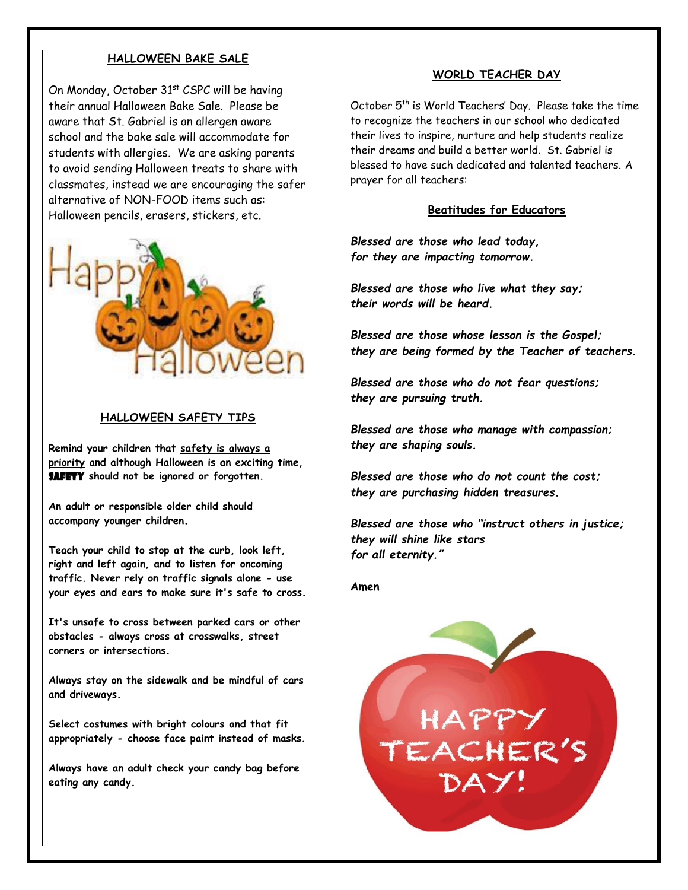## HALLOWEEN BAKE SALE

On Monday, October 31st CSPC will be having their annual Halloween Bake Sale. Please be aware that St. Gabriel is an allergen aware school and the bake sale will accommodate for students with allergies. We are asking parents to avoid sending Halloween treats to share with classmates, instead we are encouraging the safer alternative of NON-FOOD items such as: Halloween pencils, erasers, stickers, etc.

## HALLOWEEN SAFETY TIPS

**Remind your children that safety is always a priority and although Halloween is an exciting time, SAFETY should not be ignored or forgotten.**

**An adult or responsible older child should accompany younger children.**

**Teach your child to stop at the curb, look left, right and left again, and to listen for oncoming traffic. Never rely on traffic signals alone - use your eyes and ears to make sure it's safe to cross.**

**It's unsafe to cross between parked cars or other obstacles - always cross at crosswalks, street corners or intersections.**

**Always stay on the sidewalk and be mindful of cars and driveways.**

**Select costumes with bright colours and that fit appropriately - choose face paint instead of masks.**

**Always have an adult check your candy bag before eating any candy.**

## WORLD TEACHER DAY

October 5th is World Teachers' Day. Please take the time to recognize the teachers in our school who dedicated their lives to inspire, nurture and help students realize their dreams and build a better world. St. Gabriel is blessed to have such dedicated and talented teachers. A prayer for all teachers:

### Beatitudes for Educators

***Blessed are those who lead today,***
***for they are impacting tomorrow.***

***Blessed are those who live what they say;***
***their words will be heard.***

***Blessed are those whose lesson is the Gospel;***
***they are being formed by the Teacher of teachers.***

***Blessed are those who do not fear questions;***
***they are pursuing truth.***

***Blessed are those who manage with compassion;***
***they are shaping souls.***

***Blessed are those who do not count the cost;***
***they are purchasing hidden treasures.***

***Blessed are those who "instruct others in justice;***
***they will shine like stars***
***for all eternity."***

**Amen**